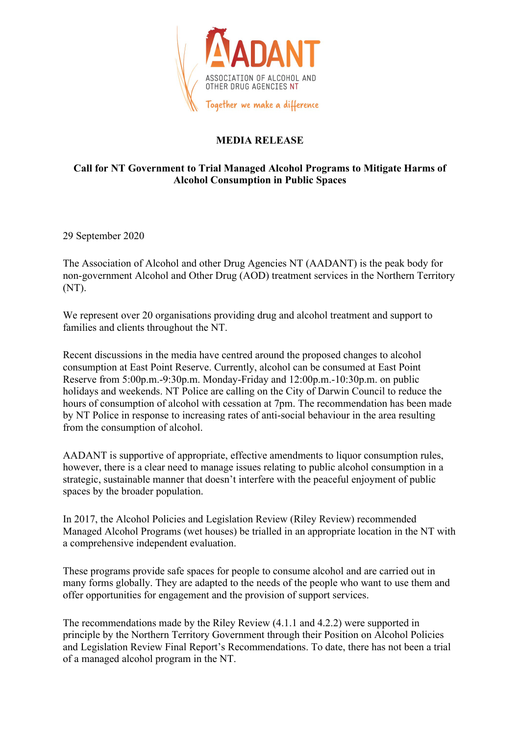AADANT

ASSOCIATION OF ALCOHOL AND OTHER DRUG AGENCIES NT

*Together we make a difference*

**MEDIA RELEASE**

**Call for NT Government to Trial Managed Alcohol Programs to Mitigate Harms of Alcohol Consumption in Public Spaces**

29 September 2020

The Association of Alcohol and other Drug Agencies NT (AADANT) is the peak body for non-government Alcohol and Other Drug (AOD) treatment services in the Northern Territory (NT).

We represent over 20 organisations providing drug and alcohol treatment and support to families and clients throughout the NT.

Recent discussions in the media have centred around the proposed changes to alcohol consumption at East Point Reserve. Currently, alcohol can be consumed at East Point Reserve from 5:00p.m.-9:30p.m. Monday-Friday and 12:00p.m.-10:30p.m. on public holidays and weekends. NT Police are calling on the City of Darwin Council to reduce the hours of consumption of alcohol with cessation at 7pm. The recommendation has been made by NT Police in response to increasing rates of anti-social behaviour in the area resulting from the consumption of alcohol.

AADANT is supportive of appropriate, effective amendments to liquor consumption rules, however, there is a clear need to manage issues relating to public alcohol consumption in a strategic, sustainable manner that doesn't interfere with the peaceful enjoyment of public spaces by the broader population.

In 2017, the Alcohol Policies and Legislation Review (Riley Review) recommended Managed Alcohol Programs (wet houses) be trialled in an appropriate location in the NT with a comprehensive independent evaluation.

These programs provide safe spaces for people to consume alcohol and are carried out in many forms globally. They are adapted to the needs of the people who want to use them and offer opportunities for engagement and the provision of support services.

The recommendations made by the Riley Review (4.1.1 and 4.2.2) were supported in principle by the Northern Territory Government through their Position on Alcohol Policies and Legislation Review Final Report's Recommendations. To date, there has not been a trial of a managed alcohol program in the NT.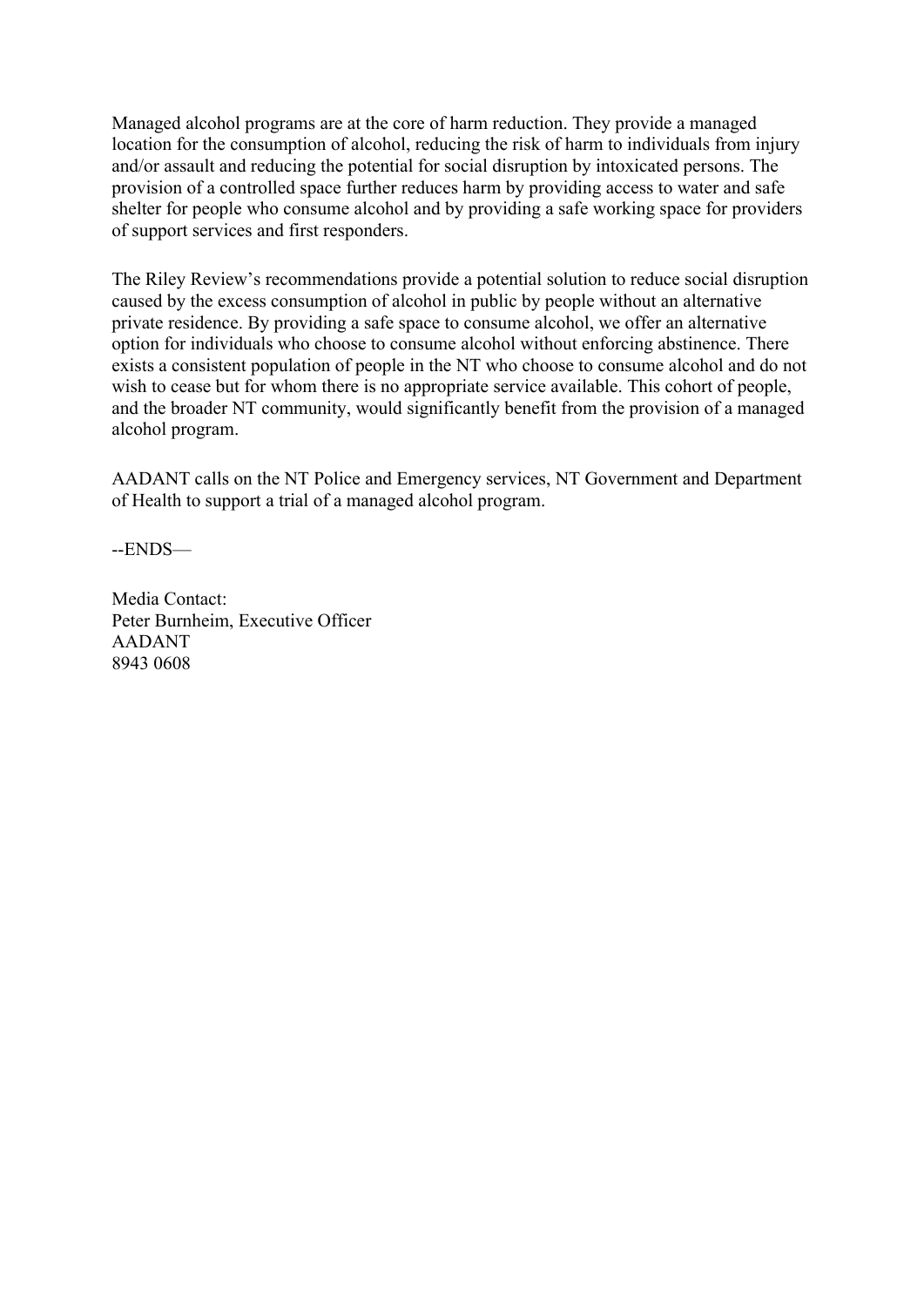Managed alcohol programs are at the core of harm reduction. They provide a managed location for the consumption of alcohol, reducing the risk of harm to individuals from injury and/or assault and reducing the potential for social disruption by intoxicated persons. The provision of a controlled space further reduces harm by providing access to water and safe shelter for people who consume alcohol and by providing a safe working space for providers of support services and first responders.

The Riley Review's recommendations provide a potential solution to reduce social disruption caused by the excess consumption of alcohol in public by people without an alternative private residence. By providing a safe space to consume alcohol, we offer an alternative option for individuals who choose to consume alcohol without enforcing abstinence. There exists a consistent population of people in the NT who choose to consume alcohol and do not wish to cease but for whom there is no appropriate service available. This cohort of people, and the broader NT community, would significantly benefit from the provision of a managed alcohol program.

AADANT calls on the NT Police and Emergency services, NT Government and Department of Health to support a trial of a managed alcohol program.

--ENDS—

Media Contact:
Peter Burnheim, Executive Officer
AADANT
8943 0608